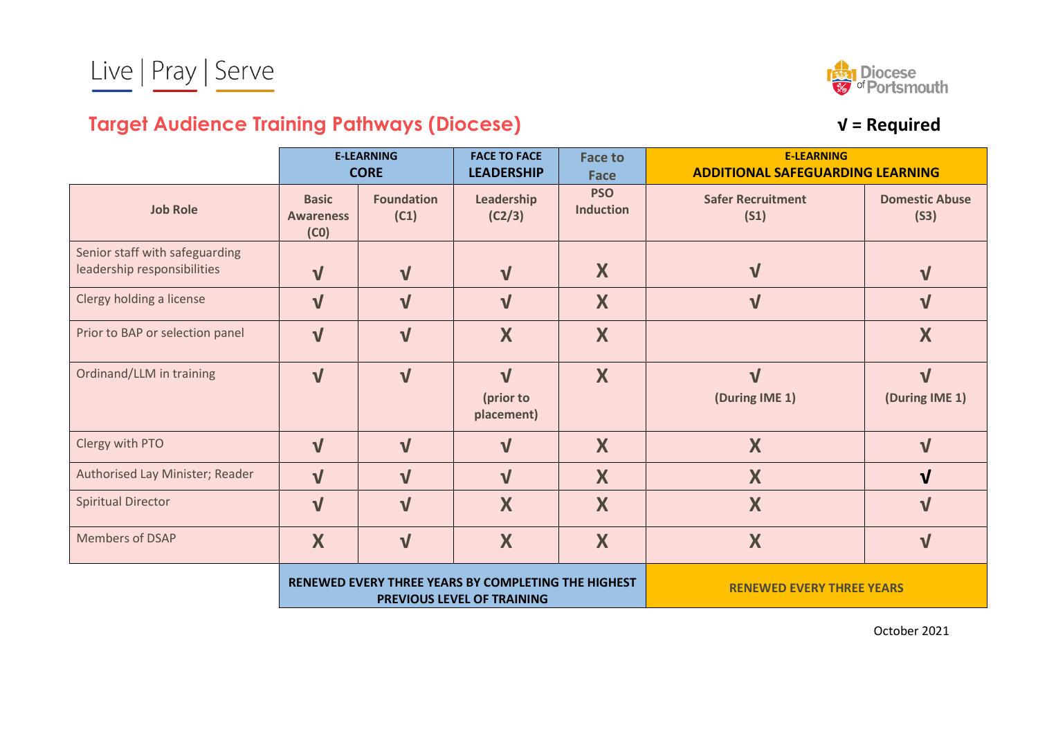Live | Pray | Serve

Diocese of Portsmouth

## Target Audience Training Pathways (Diocese)

**√ = Required**

| | E-LEARNING CORE | | FACE TO FACE LEADERSHIP | Face to Face | E-LEARNING ADDITIONAL SAFEGUARDING LEARNING | |
|---|---|---|---|---|---|---|
| **Job Role** | **Basic Awareness (C0)** | **Foundation (C1)** | **Leadership (C2/3)** | **PSO Induction** | **Safer Recruitment (S1)** | **Domestic Abuse (S3)** |
| Senior staff with safeguarding leadership responsibilities | √ | √ | √ | X | √ | √ |
| Clergy holding a license | √ | √ | √ | X | √ | √ |
| Prior to BAP or selection panel | √ | √ | X | X | | X |
| Ordinand/LLM in training | √ | √ | √ (prior to placement) | X | √ (During IME 1) | √ (During IME 1) |
| Clergy with PTO | √ | √ | √ | X | X | √ |
| Authorised Lay Minister; Reader | √ | √ | √ | X | X | √ |
| Spiritual Director | √ | √ | X | X | X | √ |
| Members of DSAP | X | √ | X | X | X | √ |
| | RENEWED EVERY THREE YEARS BY COMPLETING THE HIGHEST PREVIOUS LEVEL OF TRAINING | | | | RENEWED EVERY THREE YEARS | |

October 2021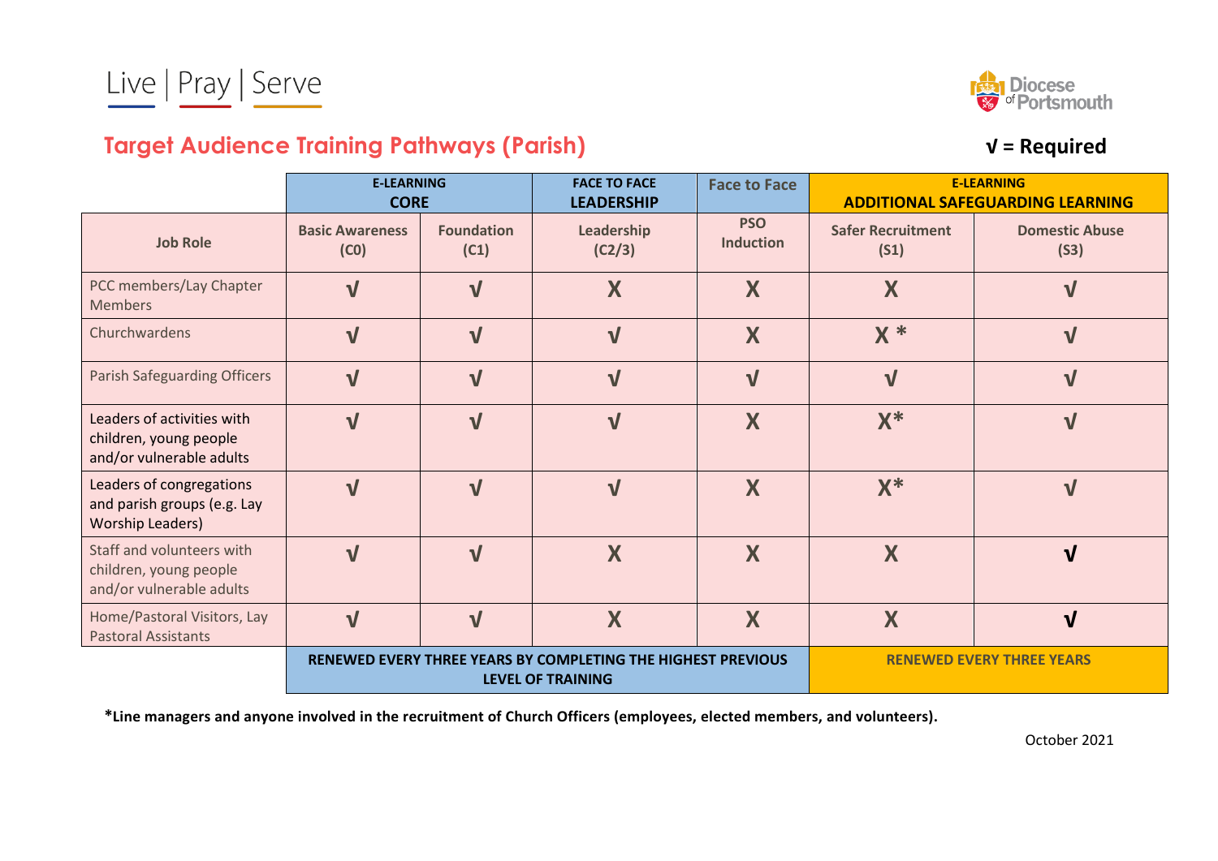Live | Pray | Serve

Diocese of Portsmouth

## Target Audience Training Pathways (Parish)

**√ = Required**

| | E-LEARNING CORE | | FACE TO FACE LEADERSHIP | Face to Face | E-LEARNING ADDITIONAL SAFEGUARDING LEARNING | |
|---|---|---|---|---|---|---|
| **Job Role** | **Basic Awareness (C0)** | **Foundation (C1)** | **Leadership (C2/3)** | **PSO Induction** | **Safer Recruitment (S1)** | **Domestic Abuse (S3)** |
| PCC members/Lay Chapter Members | √ | √ | X | X | X | √ |
| Churchwardens | √ | √ | √ | X | X * | √ |
| Parish Safeguarding Officers | √ | √ | √ | √ | √ | √ |
| Leaders of activities with children, young people and/or vulnerable adults | √ | √ | √ | X | X* | √ |
| Leaders of congregations and parish groups (e.g. Lay Worship Leaders) | √ | √ | √ | X | X* | √ |
| Staff and volunteers with children, young people and/or vulnerable adults | √ | √ | X | X | X | √ |
| Home/Pastoral Visitors, Lay Pastoral Assistants | √ | √ | X | X | X | √ |
| | RENEWED EVERY THREE YEARS BY COMPLETING THE HIGHEST PREVIOUS LEVEL OF TRAINING | | | | RENEWED EVERY THREE YEARS | |

**\*Line managers and anyone involved in the recruitment of Church Officers (employees, elected members, and volunteers).**

October 2021